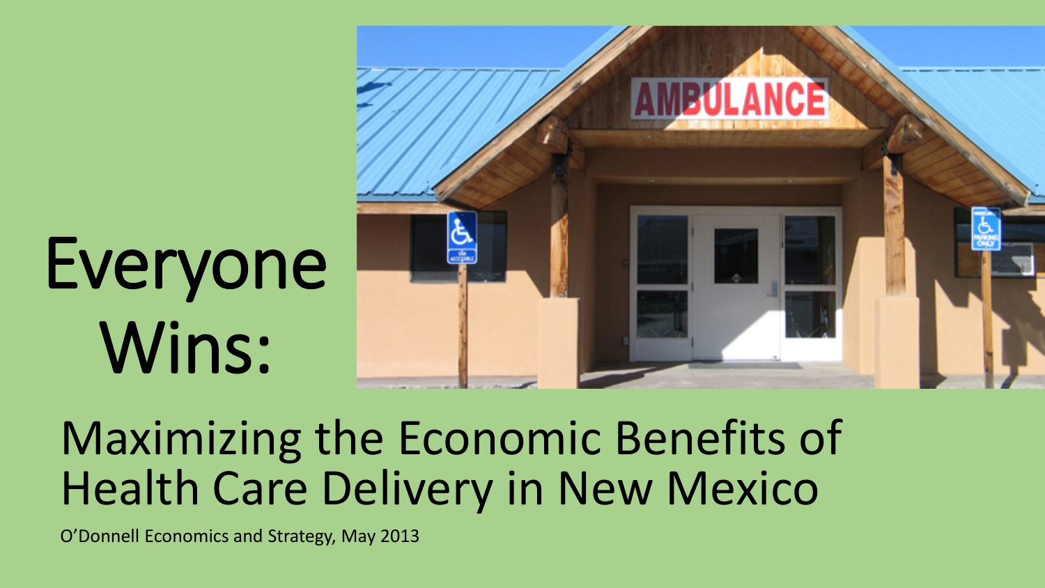# Everyone Wins:

## Maximizing the Economic Benefits of Health Care Delivery in New Mexico

O'Donnell Economics and Strategy, May 2013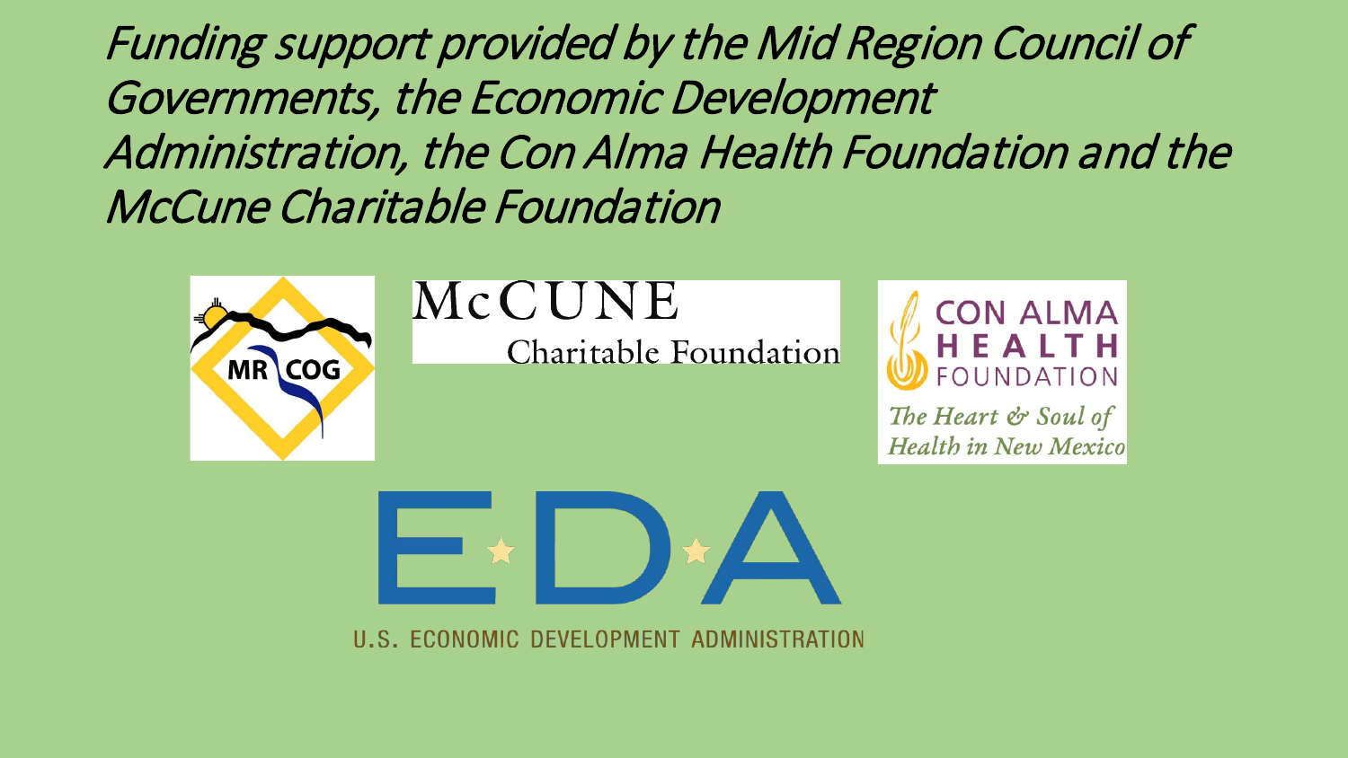*Funding support provided by the Mid Region Council of Governments, the Economic Development Administration, the Con Alma Health Foundation and the McCune Charitable Foundation*

MR COG

McCUNE Charitable Foundation

CON ALMA HEALTH FOUNDATION

*The Heart & Soul of Health in New Mexico*

EDA

U.S. ECONOMIC DEVELOPMENT ADMINISTRATION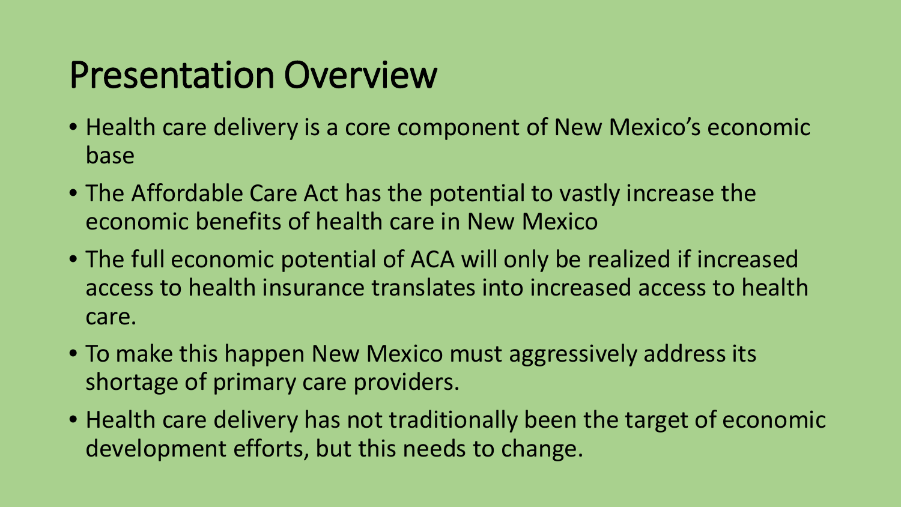# Presentation Overview

- Health care delivery is a core component of New Mexico's economic base
- The Affordable Care Act has the potential to vastly increase the economic benefits of health care in New Mexico
- The full economic potential of ACA will only be realized if increased access to health insurance translates into increased access to health care.
- To make this happen New Mexico must aggressively address its shortage of primary care providers.
- Health care delivery has not traditionally been the target of economic development efforts, but this needs to change.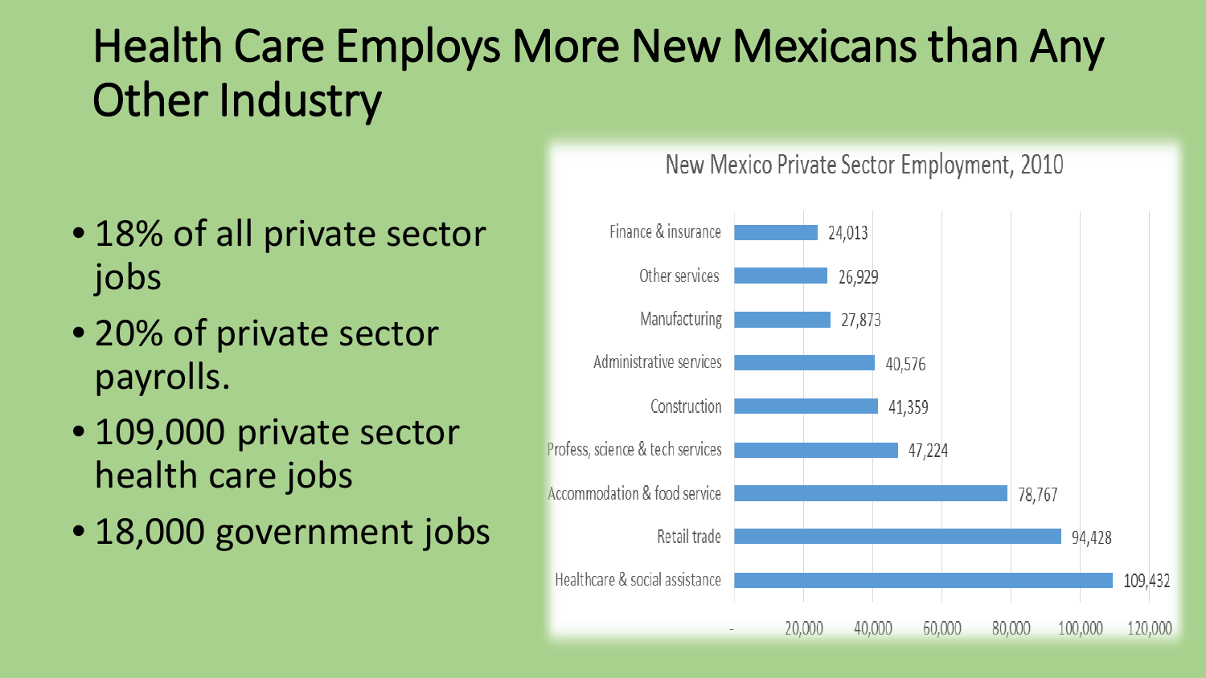# Health Care Employs More New Mexicans than Any Other Industry

- 18% of all private sector jobs
- 20% of private sector payrolls.
- 109,000 private sector health care jobs
- 18,000 government jobs

**New Mexico Private Sector Employment, 2010**

| Industry | Employment |
|---|---|
| Finance & insurance | 24,013 |
| Other services | 26,929 |
| Manufacturing | 27,873 |
| Administrative services | 40,576 |
| Construction | 41,359 |
| Profess, science & tech services | 47,224 |
| Accommodation & food service | 78,767 |
| Retail trade | 94,428 |
| Healthcare & social assistance | 109,432 |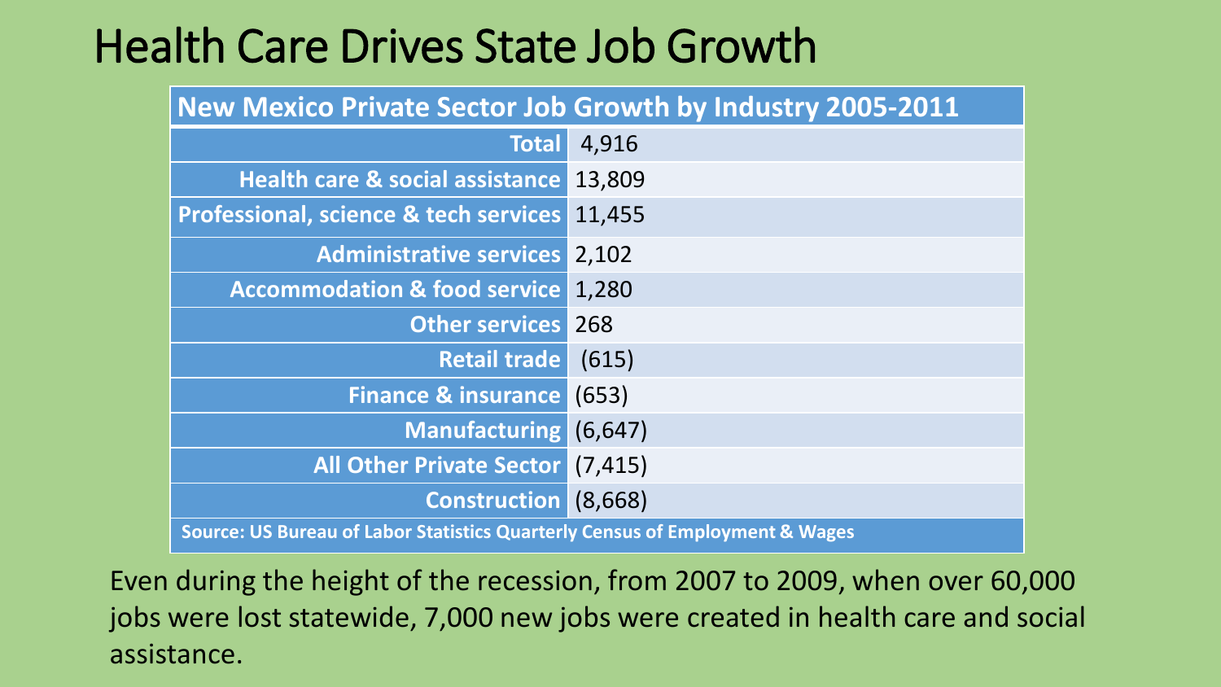# Health Care Drives State Job Growth

| New Mexico Private Sector Job Growth by Industry 2005-2011 | |
|---|---|
| Total | 4,916 |
| Health care & social assistance | 13,809 |
| Professional, science & tech services | 11,455 |
| Administrative services | 2,102 |
| Accommodation & food service | 1,280 |
| Other services | 268 |
| Retail trade | (615) |
| Finance & insurance | (653) |
| Manufacturing | (6,647) |
| All Other Private Sector | (7,415) |
| Construction | (8,668) |

**Source: US Bureau of Labor Statistics Quarterly Census of Employment & Wages**

Even during the height of the recession, from 2007 to 2009, when over 60,000 jobs were lost statewide, 7,000 new jobs were created in health care and social assistance.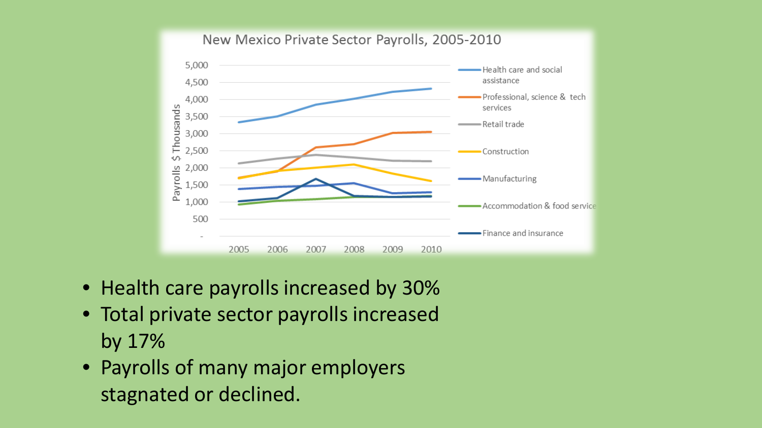New Mexico Private Sector Payrolls, 2005-2010

- Health care payrolls increased by 30%
- Total private sector payrolls increased by 17%
- Payrolls of many major employers stagnated or declined.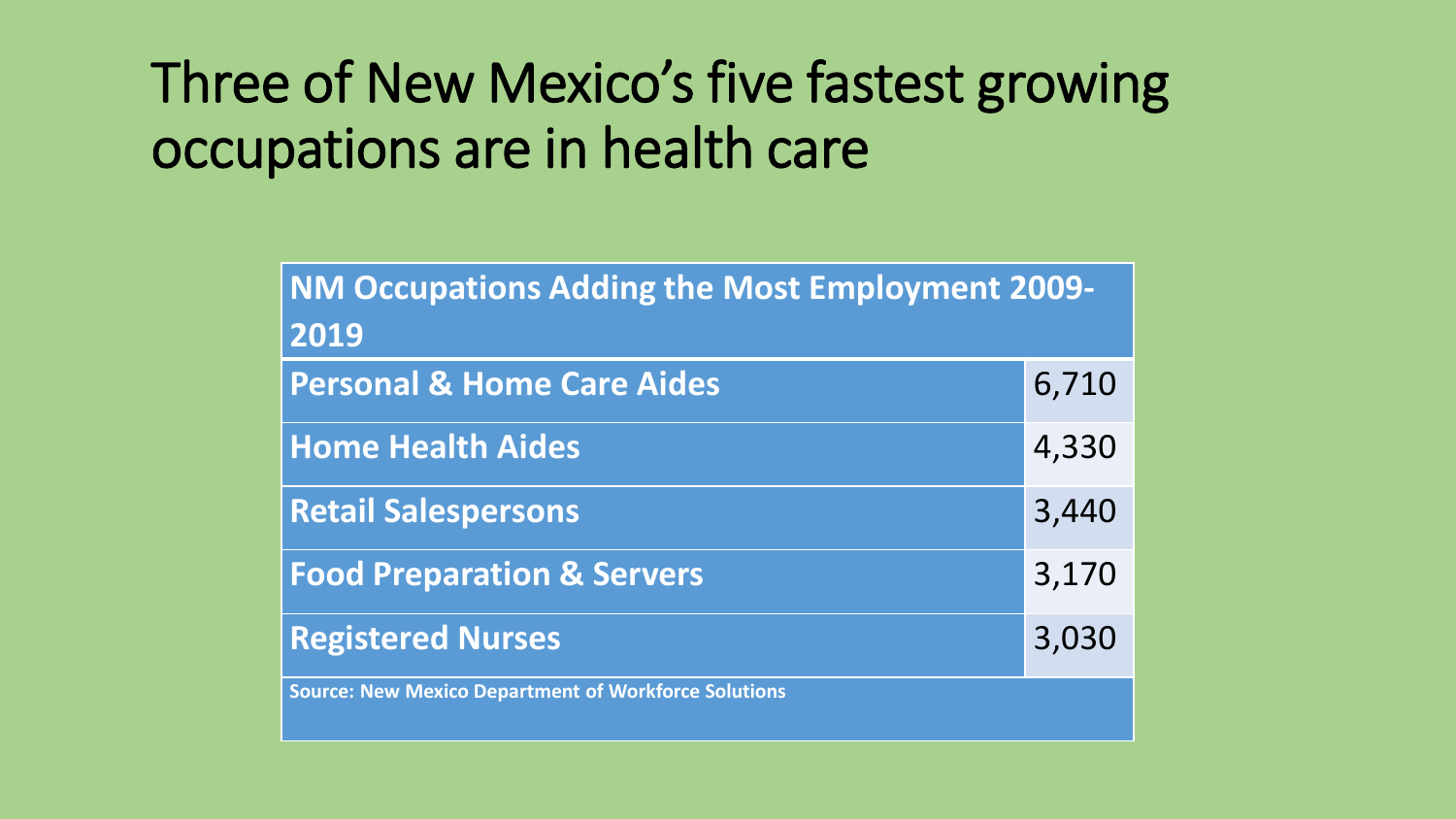# Three of New Mexico's five fastest growing occupations are in health care

| NM Occupations Adding the Most Employment 2009-2019 | |
|---|---|
| **Personal & Home Care Aides** | 6,710 |
| **Home Health Aides** | 4,330 |
| **Retail Salespersons** | 3,440 |
| **Food Preparation & Servers** | 3,170 |
| **Registered Nurses** | 3,030 |

**Source: New Mexico Department of Workforce Solutions**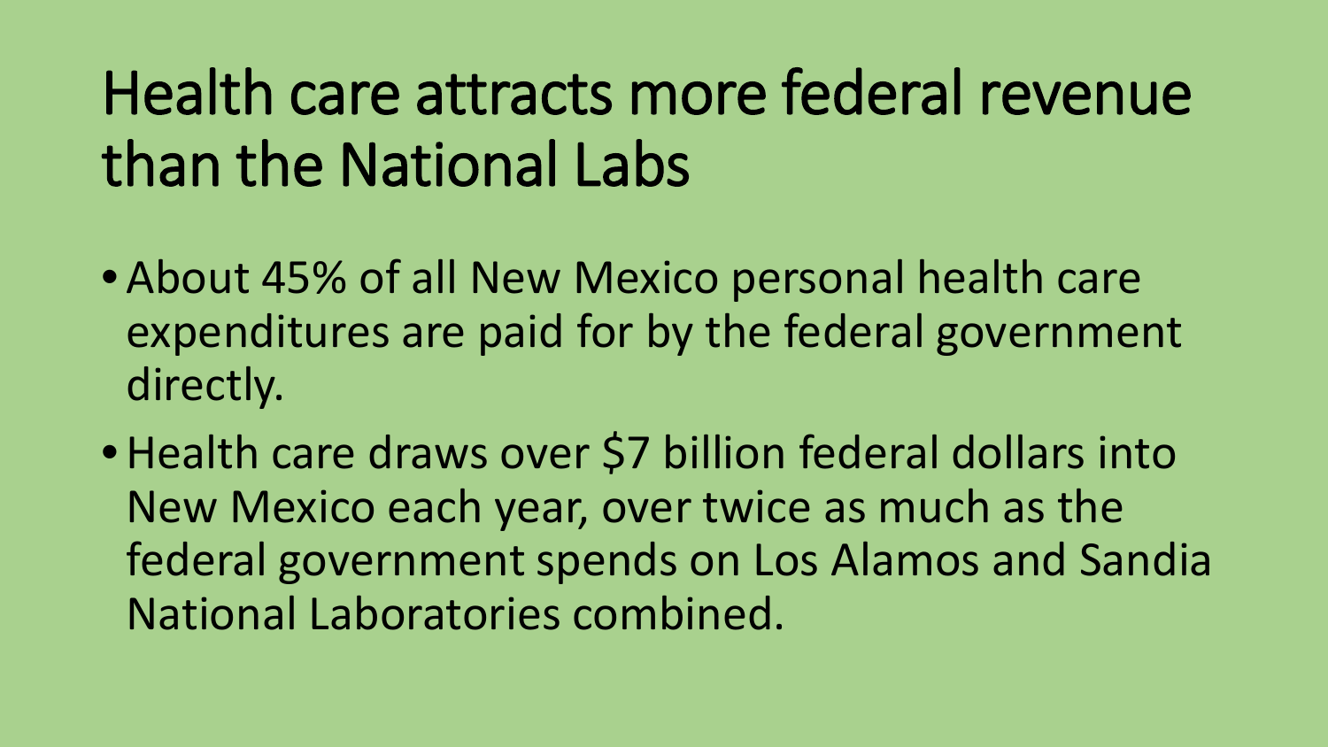# Health care attracts more federal revenue than the National Labs

- About 45% of all New Mexico personal health care expenditures are paid for by the federal government directly.
- Health care draws over $7 billion federal dollars into New Mexico each year, over twice as much as the federal government spends on Los Alamos and Sandia National Laboratories combined.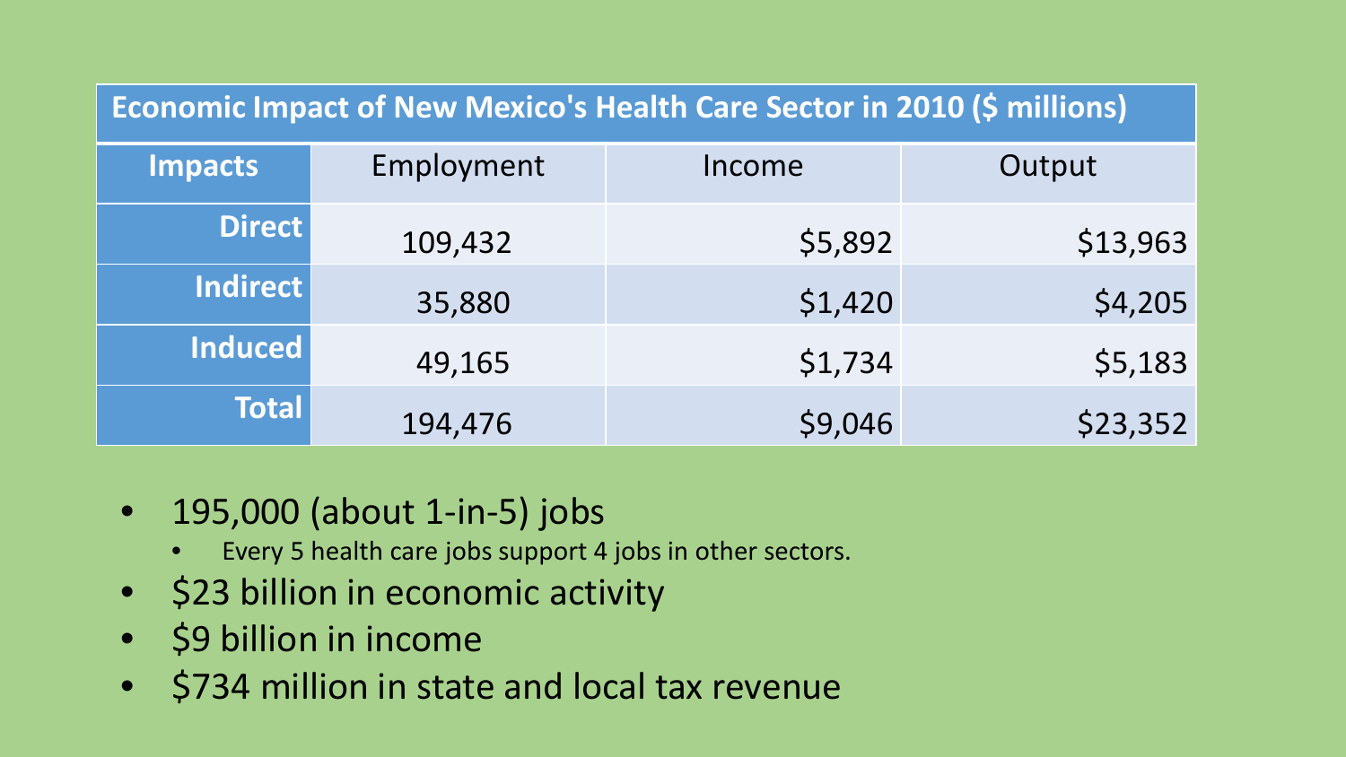| Economic Impact of New Mexico's Health Care Sector in 2010 ($ millions) | | | |
|---|---|---|---|
| **Impacts** | Employment | Income | Output |
| **Direct** | 109,432 | $5,892 | $13,963 |
| **Indirect** | 35,880 | $1,420 | $4,205 |
| **Induced** | 49,165 | $1,734 | $5,183 |
| **Total** | 194,476 | $9,046 | $23,352 |

- 195,000 (about 1-in-5) jobs
  - Every 5 health care jobs support 4 jobs in other sectors.
- $23 billion in economic activity
- $9 billion in income
- $734 million in state and local tax revenue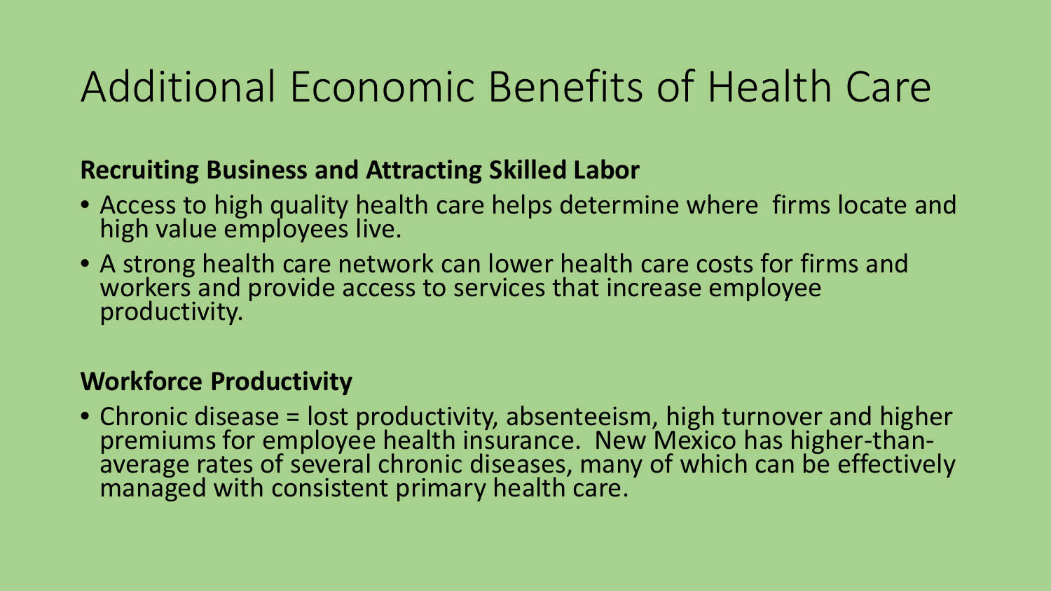# Additional Economic Benefits of Health Care

**Recruiting Business and Attracting Skilled Labor**

- Access to high quality health care helps determine where firms locate and high value employees live.
- A strong health care network can lower health care costs for firms and workers and provide access to services that increase employee productivity.

**Workforce Productivity**

- Chronic disease = lost productivity, absenteeism, high turnover and higher premiums for employee health insurance. New Mexico has higher-than-average rates of several chronic diseases, many of which can be effectively managed with consistent primary health care.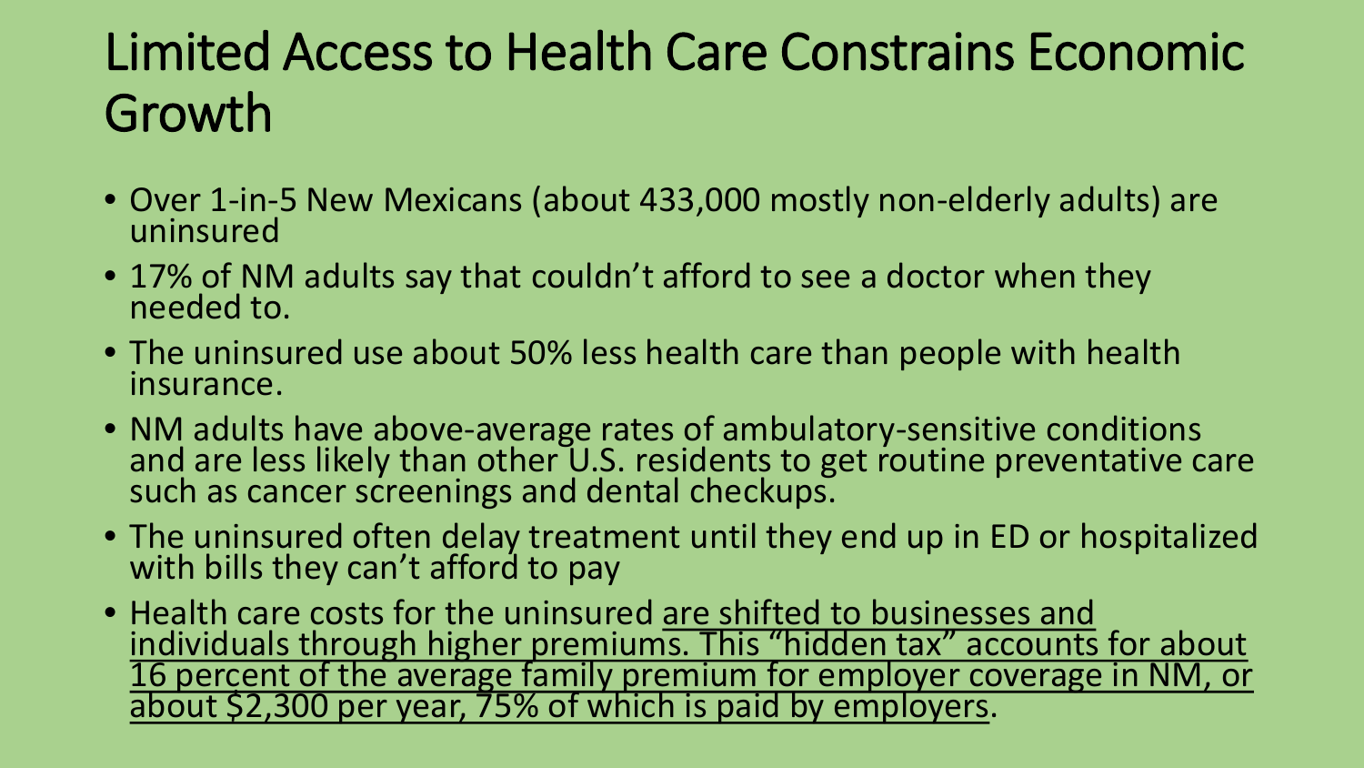# Limited Access to Health Care Constrains Economic Growth

- Over 1-in-5 New Mexicans (about 433,000 mostly non-elderly adults) are uninsured
- 17% of NM adults say that couldn't afford to see a doctor when they needed to.
- The uninsured use about 50% less health care than people with health insurance.
- NM adults have above-average rates of ambulatory-sensitive conditions and are less likely than other U.S. residents to get routine preventative care such as cancer screenings and dental checkups.
- The uninsured often delay treatment until they end up in ED or hospitalized with bills they can't afford to pay
- Health care costs for the uninsured <u>are shifted to businesses and individuals through higher premiums. This "hidden tax" accounts for about 16 percent of the average family premium for employer coverage in NM, or about $2,300 per year, 75% of which is paid by employers</u>.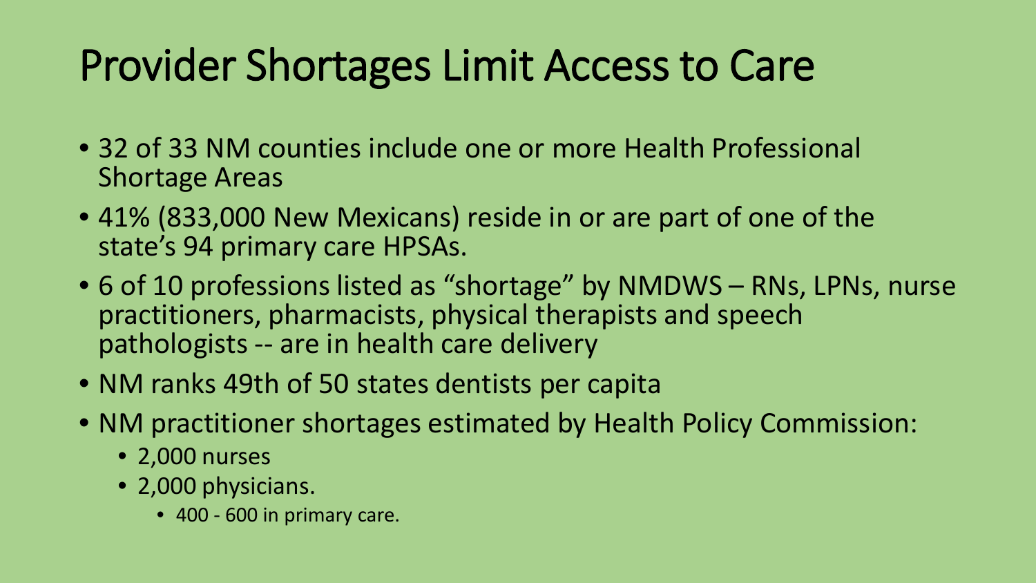# Provider Shortages Limit Access to Care

- 32 of 33 NM counties include one or more Health Professional Shortage Areas
- 41% (833,000 New Mexicans) reside in or are part of one of the state's 94 primary care HPSAs.
- 6 of 10 professions listed as "shortage" by NMDWS – RNs, LPNs, nurse practitioners, pharmacists, physical therapists and speech pathologists -- are in health care delivery
- NM ranks 49th of 50 states dentists per capita
- NM practitioner shortages estimated by Health Policy Commission:
  - 2,000 nurses
  - 2,000 physicians.
    - 400 - 600 in primary care.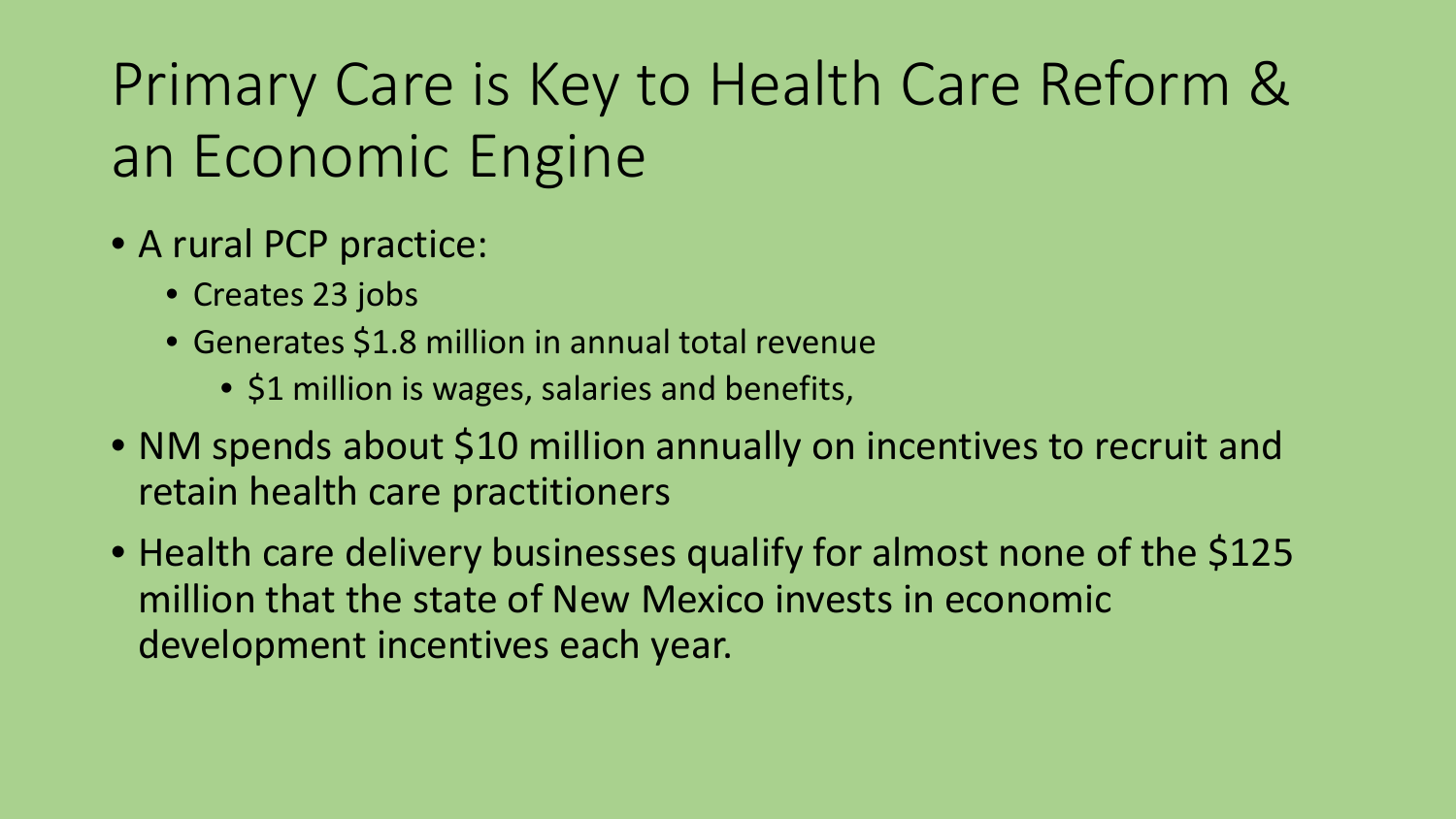# Primary Care is Key to Health Care Reform & an Economic Engine

- A rural PCP practice:
  - Creates 23 jobs
  - Generates $1.8 million in annual total revenue
    - $1 million is wages, salaries and benefits,
- NM spends about $10 million annually on incentives to recruit and retain health care practitioners
- Health care delivery businesses qualify for almost none of the $125 million that the state of New Mexico invests in economic development incentives each year.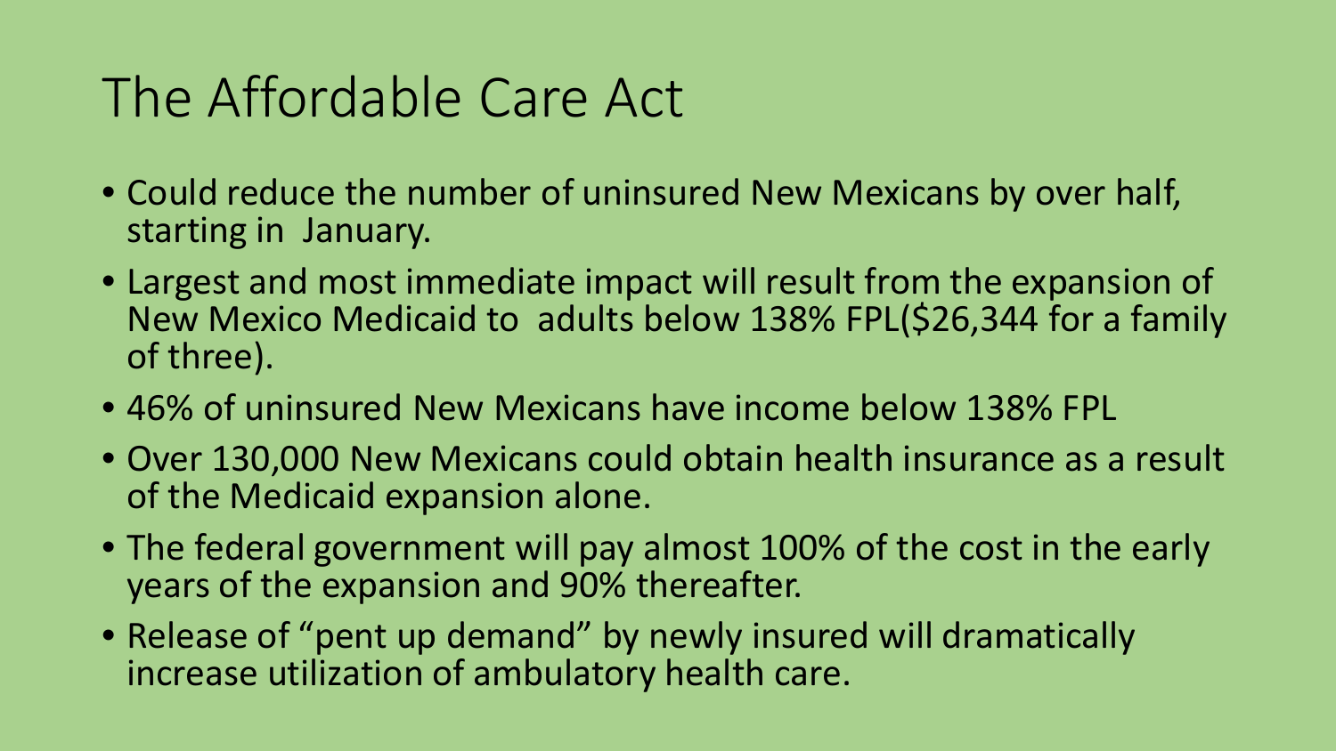# The Affordable Care Act

- Could reduce the number of uninsured New Mexicans by over half, starting in January.
- Largest and most immediate impact will result from the expansion of New Mexico Medicaid to adults below 138% FPL($26,344 for a family of three).
- 46% of uninsured New Mexicans have income below 138% FPL
- Over 130,000 New Mexicans could obtain health insurance as a result of the Medicaid expansion alone.
- The federal government will pay almost 100% of the cost in the early years of the expansion and 90% thereafter.
- Release of “pent up demand” by newly insured will dramatically increase utilization of ambulatory health care.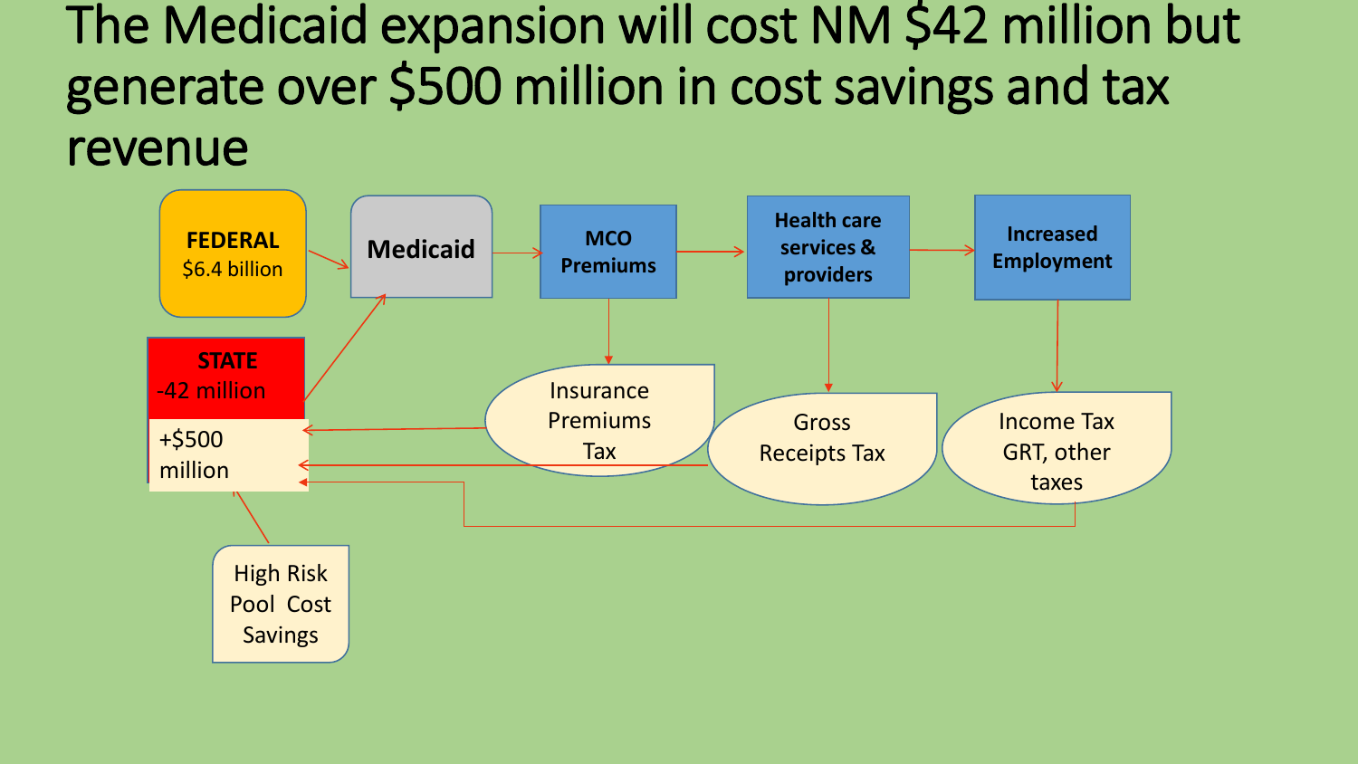# The Medicaid expansion will cost NM $42 million but generate over $500 million in cost savings and tax revenue

**FEDERAL**
$6.4 billion

**Medicaid**

**MCO Premiums**

**Health care services & providers**

**Increased Employment**

**STATE**
-42 million

+$500 million

Insurance Premiums Tax

Gross Receipts Tax

Income Tax GRT, other taxes

High Risk Pool Cost Savings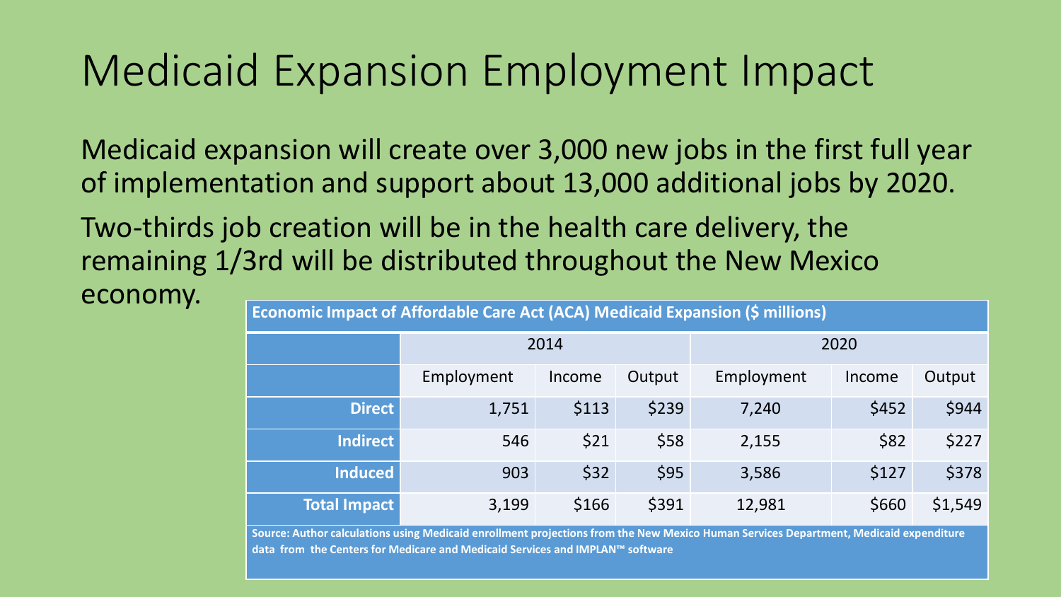# Medicaid Expansion Employment Impact

Medicaid expansion will create over 3,000 new jobs in the first full year of implementation and support about 13,000 additional jobs by 2020.

Two-thirds job creation will be in the health care delivery, the remaining 1/3rd will be distributed throughout the New Mexico economy.

**Economic Impact of Affordable Care Act (ACA) Medicaid Expansion ($ millions)**

| | 2014 | | | 2020 | | |
|---|---|---|---|---|---|---|
| | Employment | Income | Output | Employment | Income | Output |
| **Direct** | 1,751 | $113 | $239 | 7,240 | $452 | $944 |
| **Indirect** | 546 | $21 | $58 | 2,155 | $82 | $227 |
| **Induced** | 903 | $32 | $95 | 3,586 | $127 | $378 |
| **Total Impact** | 3,199 | $166 | $391 | 12,981 | $660 | $1,549 |

**Source: Author calculations using Medicaid enrollment projections from the New Mexico Human Services Department, Medicaid expenditure data from the Centers for Medicare and Medicaid Services and IMPLAN™ software**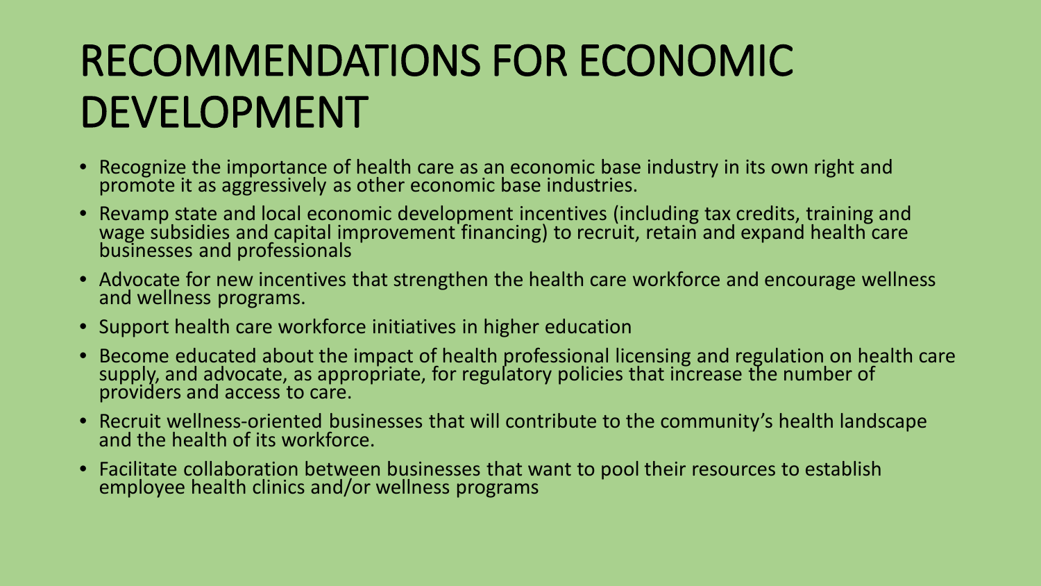# RECOMMENDATIONS FOR ECONOMIC DEVELOPMENT

- Recognize the importance of health care as an economic base industry in its own right and promote it as aggressively as other economic base industries.
- Revamp state and local economic development incentives (including tax credits, training and wage subsidies and capital improvement financing) to recruit, retain and expand health care businesses and professionals
- Advocate for new incentives that strengthen the health care workforce and encourage wellness and wellness programs.
- Support health care workforce initiatives in higher education
- Become educated about the impact of health professional licensing and regulation on health care supply, and advocate, as appropriate, for regulatory policies that increase the number of providers and access to care.
- Recruit wellness-oriented businesses that will contribute to the community's health landscape and the health of its workforce.
- Facilitate collaboration between businesses that want to pool their resources to establish employee health clinics and/or wellness programs